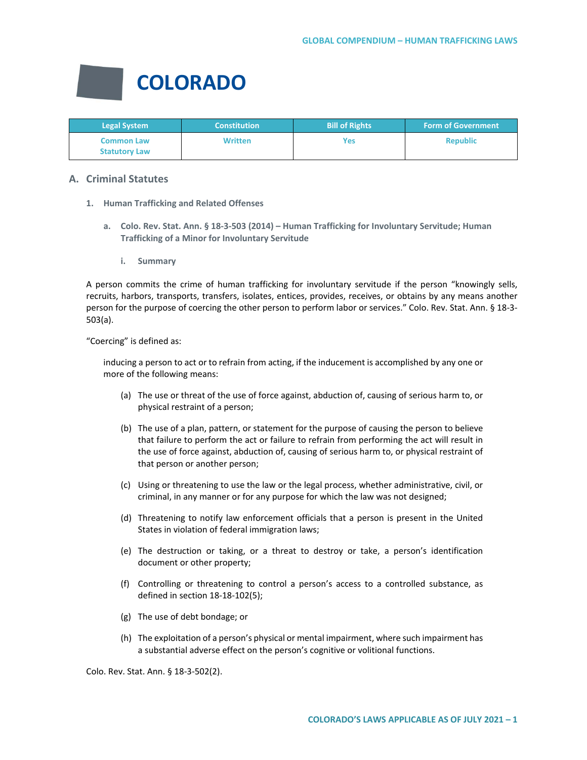# COLORADO

| Legal System | Constitution | Bill of Rights | Form of Government |
|---|---|---|---|
| Common Law<br>Statutory Law | Written | Yes | Republic |

## A. Criminal Statutes

### 1. Human Trafficking and Related Offenses

#### a. Colo. Rev. Stat. Ann. § 18-3-503 (2014) – Human Trafficking for Involuntary Servitude; Human Trafficking of a Minor for Involuntary Servitude

##### i. Summary

A person commits the crime of human trafficking for involuntary servitude if the person "knowingly sells, recruits, harbors, transports, transfers, isolates, entices, provides, receives, or obtains by any means another person for the purpose of coercing the other person to perform labor or services." Colo. Rev. Stat. Ann. § 18-3-503(a).

"Coercing" is defined as:

> inducing a person to act or to refrain from acting, if the inducement is accomplished by any one or more of the following means:
>
> (a) The use or threat of the use of force against, abduction of, causing of serious harm to, or physical restraint of a person;
>
> (b) The use of a plan, pattern, or statement for the purpose of causing the person to believe that failure to perform the act or failure to refrain from performing the act will result in the use of force against, abduction of, causing of serious harm to, or physical restraint of that person or another person;
>
> (c) Using or threatening to use the law or the legal process, whether administrative, civil, or criminal, in any manner or for any purpose for which the law was not designed;
>
> (d) Threatening to notify law enforcement officials that a person is present in the United States in violation of federal immigration laws;
>
> (e) The destruction or taking, or a threat to destroy or take, a person's identification document or other property;
>
> (f) Controlling or threatening to control a person's access to a controlled substance, as defined in section 18-18-102(5);
>
> (g) The use of debt bondage; or
>
> (h) The exploitation of a person's physical or mental impairment, where such impairment has a substantial adverse effect on the person's cognitive or volitional functions.

Colo. Rev. Stat. Ann. § 18-3-502(2).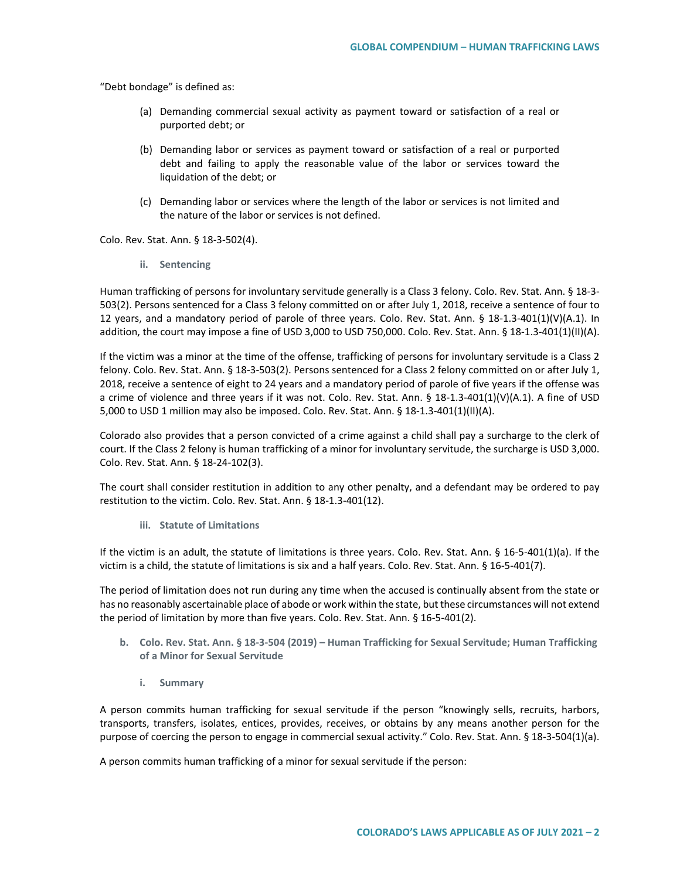"Debt bondage" is defined as:

(a) Demanding commercial sexual activity as payment toward or satisfaction of a real or purported debt; or

(b) Demanding labor or services as payment toward or satisfaction of a real or purported debt and failing to apply the reasonable value of the labor or services toward the liquidation of the debt; or

(c) Demanding labor or services where the length of the labor or services is not limited and the nature of the labor or services is not defined.

Colo. Rev. Stat. Ann. § 18-3-502(4).

#### ii. Sentencing

Human trafficking of persons for involuntary servitude generally is a Class 3 felony. Colo. Rev. Stat. Ann. § 18-3-503(2). Persons sentenced for a Class 3 felony committed on or after July 1, 2018, receive a sentence of four to 12 years, and a mandatory period of parole of three years. Colo. Rev. Stat. Ann. § 18-1.3-401(1)(V)(A.1). In addition, the court may impose a fine of USD 3,000 to USD 750,000. Colo. Rev. Stat. Ann. § 18-1.3-401(1)(II)(A).

If the victim was a minor at the time of the offense, trafficking of persons for involuntary servitude is a Class 2 felony. Colo. Rev. Stat. Ann. § 18-3-503(2). Persons sentenced for a Class 2 felony committed on or after July 1, 2018, receive a sentence of eight to 24 years and a mandatory period of parole of five years if the offense was a crime of violence and three years if it was not. Colo. Rev. Stat. Ann. § 18-1.3-401(1)(V)(A.1). A fine of USD 5,000 to USD 1 million may also be imposed. Colo. Rev. Stat. Ann. § 18-1.3-401(1)(II)(A).

Colorado also provides that a person convicted of a crime against a child shall pay a surcharge to the clerk of court. If the Class 2 felony is human trafficking of a minor for involuntary servitude, the surcharge is USD 3,000. Colo. Rev. Stat. Ann. § 18-24-102(3).

The court shall consider restitution in addition to any other penalty, and a defendant may be ordered to pay restitution to the victim. Colo. Rev. Stat. Ann. § 18-1.3-401(12).

#### iii. Statute of Limitations

If the victim is an adult, the statute of limitations is three years. Colo. Rev. Stat. Ann. § 16-5-401(1)(a). If the victim is a child, the statute of limitations is six and a half years. Colo. Rev. Stat. Ann. § 16-5-401(7).

The period of limitation does not run during any time when the accused is continually absent from the state or has no reasonably ascertainable place of abode or work within the state, but these circumstances will not extend the period of limitation by more than five years. Colo. Rev. Stat. Ann. § 16-5-401(2).

### b. Colo. Rev. Stat. Ann. § 18-3-504 (2019) – Human Trafficking for Sexual Servitude; Human Trafficking of a Minor for Sexual Servitude

#### i. Summary

A person commits human trafficking for sexual servitude if the person "knowingly sells, recruits, harbors, transports, transfers, isolates, entices, provides, receives, or obtains by any means another person for the purpose of coercing the person to engage in commercial sexual activity." Colo. Rev. Stat. Ann. § 18-3-504(1)(a).

A person commits human trafficking of a minor for sexual servitude if the person: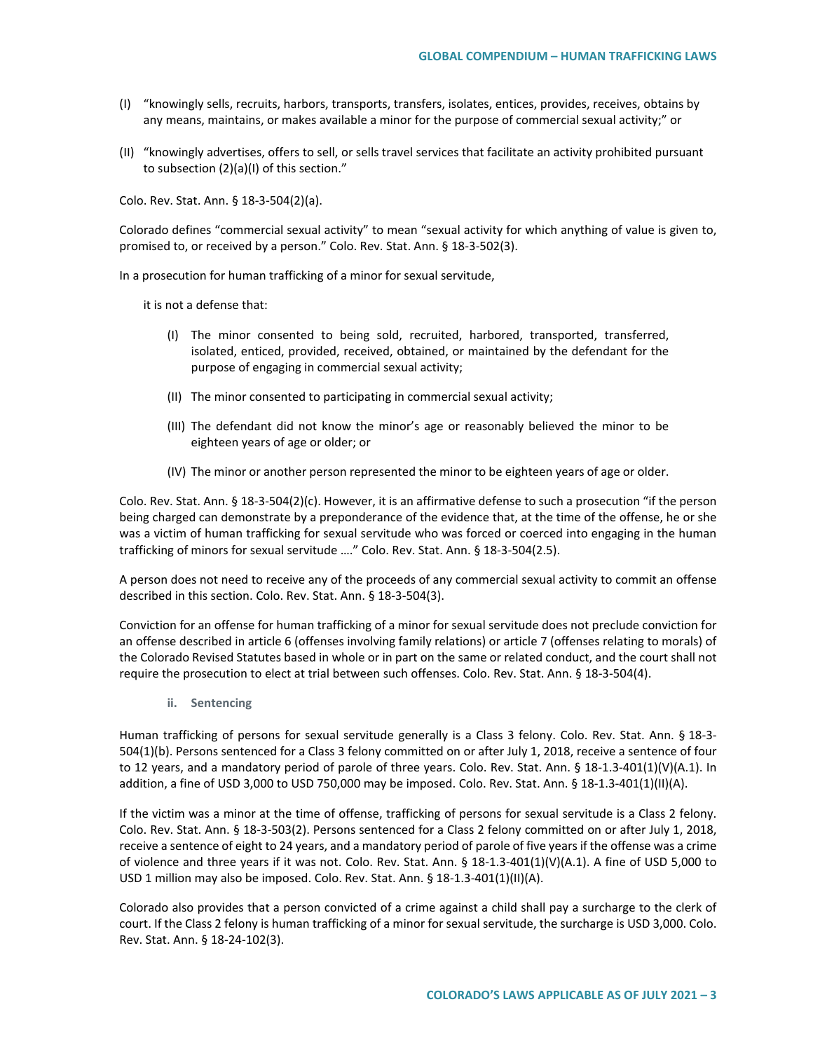(I) "knowingly sells, recruits, harbors, transports, transfers, isolates, entices, provides, receives, obtains by any means, maintains, or makes available a minor for the purpose of commercial sexual activity;" or

(II) "knowingly advertises, offers to sell, or sells travel services that facilitate an activity prohibited pursuant to subsection (2)(a)(I) of this section."

Colo. Rev. Stat. Ann. § 18-3-504(2)(a).

Colorado defines "commercial sexual activity" to mean "sexual activity for which anything of value is given to, promised to, or received by a person." Colo. Rev. Stat. Ann. § 18-3-502(3).

In a prosecution for human trafficking of a minor for sexual servitude,

> it is not a defense that:
>
> (I) The minor consented to being sold, recruited, harbored, transported, transferred, isolated, enticed, provided, received, obtained, or maintained by the defendant for the purpose of engaging in commercial sexual activity;
>
> (II) The minor consented to participating in commercial sexual activity;
>
> (III) The defendant did not know the minor's age or reasonably believed the minor to be eighteen years of age or older; or
>
> (IV) The minor or another person represented the minor to be eighteen years of age or older.

Colo. Rev. Stat. Ann. § 18-3-504(2)(c). However, it is an affirmative defense to such a prosecution "if the person being charged can demonstrate by a preponderance of the evidence that, at the time of the offense, he or she was a victim of human trafficking for sexual servitude who was forced or coerced into engaging in the human trafficking of minors for sexual servitude …." Colo. Rev. Stat. Ann. § 18-3-504(2.5).

A person does not need to receive any of the proceeds of any commercial sexual activity to commit an offense described in this section. Colo. Rev. Stat. Ann. § 18-3-504(3).

Conviction for an offense for human trafficking of a minor for sexual servitude does not preclude conviction for an offense described in article 6 (offenses involving family relations) or article 7 (offenses relating to morals) of the Colorado Revised Statutes based in whole or in part on the same or related conduct, and the court shall not require the prosecution to elect at trial between such offenses. Colo. Rev. Stat. Ann. § 18-3-504(4).

#### ii. Sentencing

Human trafficking of persons for sexual servitude generally is a Class 3 felony. Colo. Rev. Stat. Ann. § 18-3-504(1)(b). Persons sentenced for a Class 3 felony committed on or after July 1, 2018, receive a sentence of four to 12 years, and a mandatory period of parole of three years. Colo. Rev. Stat. Ann. § 18-1.3-401(1)(V)(A.1). In addition, a fine of USD 3,000 to USD 750,000 may be imposed. Colo. Rev. Stat. Ann. § 18-1.3-401(1)(II)(A).

If the victim was a minor at the time of offense, trafficking of persons for sexual servitude is a Class 2 felony. Colo. Rev. Stat. Ann. § 18-3-503(2). Persons sentenced for a Class 2 felony committed on or after July 1, 2018, receive a sentence of eight to 24 years, and a mandatory period of parole of five years if the offense was a crime of violence and three years if it was not. Colo. Rev. Stat. Ann. § 18-1.3-401(1)(V)(A.1). A fine of USD 5,000 to USD 1 million may also be imposed. Colo. Rev. Stat. Ann. § 18-1.3-401(1)(II)(A).

Colorado also provides that a person convicted of a crime against a child shall pay a surcharge to the clerk of court. If the Class 2 felony is human trafficking of a minor for sexual servitude, the surcharge is USD 3,000. Colo. Rev. Stat. Ann. § 18-24-102(3).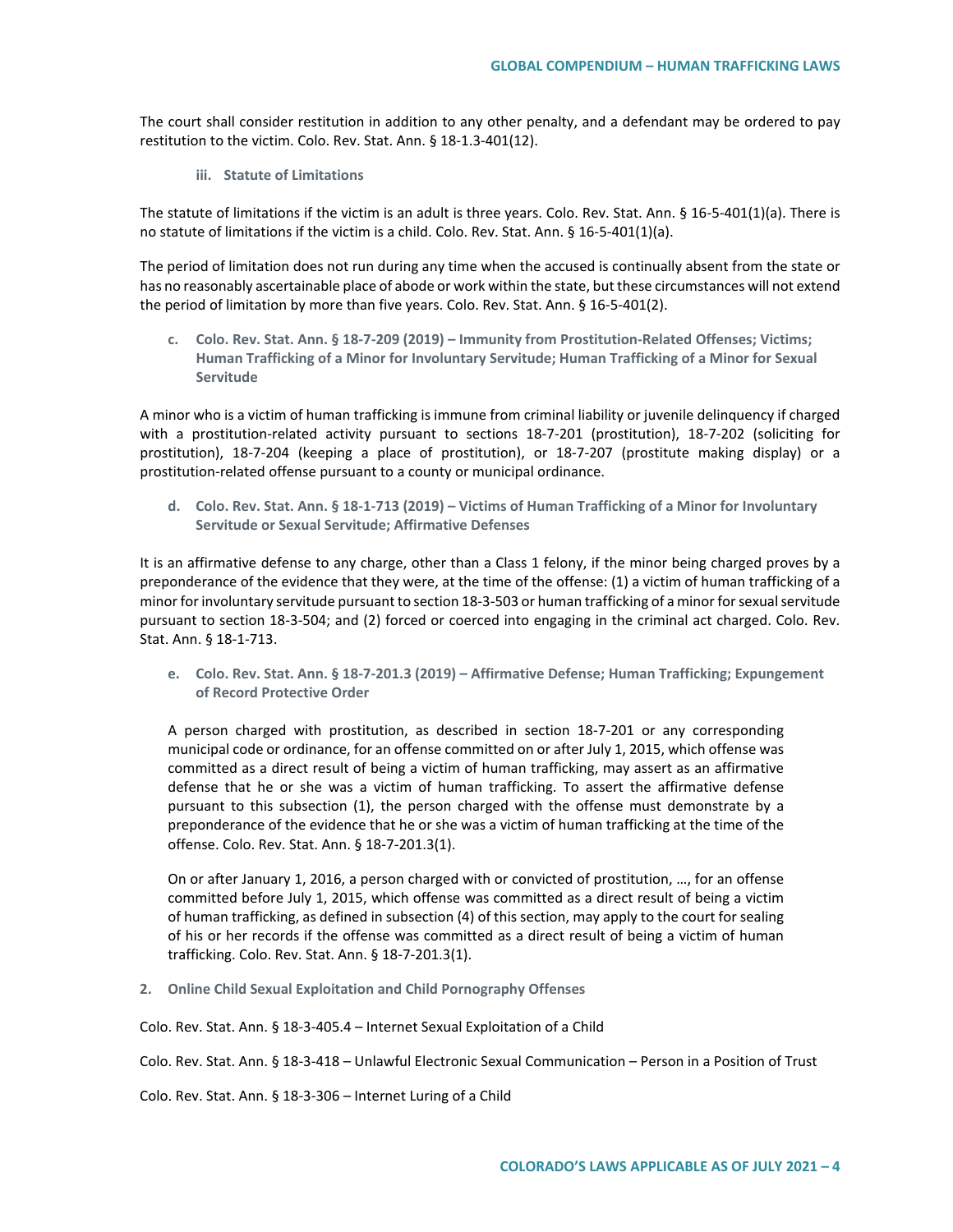The court shall consider restitution in addition to any other penalty, and a defendant may be ordered to pay restitution to the victim. Colo. Rev. Stat. Ann. § 18-1.3-401(12).

#### iii. Statute of Limitations

The statute of limitations if the victim is an adult is three years. Colo. Rev. Stat. Ann. § 16-5-401(1)(a). There is no statute of limitations if the victim is a child. Colo. Rev. Stat. Ann. § 16-5-401(1)(a).

The period of limitation does not run during any time when the accused is continually absent from the state or has no reasonably ascertainable place of abode or work within the state, but these circumstances will not extend the period of limitation by more than five years. Colo. Rev. Stat. Ann. § 16-5-401(2).

### c. Colo. Rev. Stat. Ann. § 18-7-209 (2019) – Immunity from Prostitution-Related Offenses; Victims; Human Trafficking of a Minor for Involuntary Servitude; Human Trafficking of a Minor for Sexual Servitude

A minor who is a victim of human trafficking is immune from criminal liability or juvenile delinquency if charged with a prostitution-related activity pursuant to sections 18-7-201 (prostitution), 18-7-202 (soliciting for prostitution), 18-7-204 (keeping a place of prostitution), or 18-7-207 (prostitute making display) or a prostitution-related offense pursuant to a county or municipal ordinance.

### d. Colo. Rev. Stat. Ann. § 18-1-713 (2019) – Victims of Human Trafficking of a Minor for Involuntary Servitude or Sexual Servitude; Affirmative Defenses

It is an affirmative defense to any charge, other than a Class 1 felony, if the minor being charged proves by a preponderance of the evidence that they were, at the time of the offense: (1) a victim of human trafficking of a minor for involuntary servitude pursuant to section 18-3-503 or human trafficking of a minor for sexual servitude pursuant to section 18-3-504; and (2) forced or coerced into engaging in the criminal act charged. Colo. Rev. Stat. Ann. § 18-1-713.

### e. Colo. Rev. Stat. Ann. § 18-7-201.3 (2019) – Affirmative Defense; Human Trafficking; Expungement of Record Protective Order

> A person charged with prostitution, as described in section 18-7-201 or any corresponding municipal code or ordinance, for an offense committed on or after July 1, 2015, which offense was committed as a direct result of being a victim of human trafficking, may assert as an affirmative defense that he or she was a victim of human trafficking. To assert the affirmative defense pursuant to this subsection (1), the person charged with the offense must demonstrate by a preponderance of the evidence that he or she was a victim of human trafficking at the time of the offense. Colo. Rev. Stat. Ann. § 18-7-201.3(1).
>
> On or after January 1, 2016, a person charged with or convicted of prostitution, …, for an offense committed before July 1, 2015, which offense was committed as a direct result of being a victim of human trafficking, as defined in subsection (4) of this section, may apply to the court for sealing of his or her records if the offense was committed as a direct result of being a victim of human trafficking. Colo. Rev. Stat. Ann. § 18-7-201.3(1).

## 2. Online Child Sexual Exploitation and Child Pornography Offenses

Colo. Rev. Stat. Ann. § 18-3-405.4 – Internet Sexual Exploitation of a Child

Colo. Rev. Stat. Ann. § 18-3-418 – Unlawful Electronic Sexual Communication – Person in a Position of Trust

Colo. Rev. Stat. Ann. § 18-3-306 – Internet Luring of a Child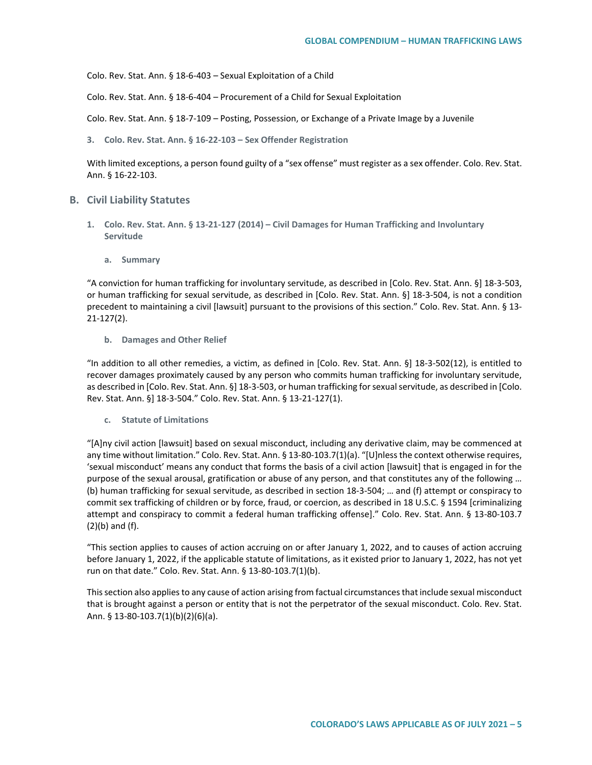Colo. Rev. Stat. Ann. § 18-6-403 – Sexual Exploitation of a Child

Colo. Rev. Stat. Ann. § 18-6-404 – Procurement of a Child for Sexual Exploitation

Colo. Rev. Stat. Ann. § 18-7-109 – Posting, Possession, or Exchange of a Private Image by a Juvenile

#### 3. Colo. Rev. Stat. Ann. § 16-22-103 – Sex Offender Registration

With limited exceptions, a person found guilty of a "sex offense" must register as a sex offender. Colo. Rev. Stat. Ann. § 16-22-103.

## B. Civil Liability Statutes

### 1. Colo. Rev. Stat. Ann. § 13-21-127 (2014) – Civil Damages for Human Trafficking and Involuntary Servitude

#### a. Summary

"A conviction for human trafficking for involuntary servitude, as described in [Colo. Rev. Stat. Ann. §] 18-3-503, or human trafficking for sexual servitude, as described in [Colo. Rev. Stat. Ann. §] 18-3-504, is not a condition precedent to maintaining a civil [lawsuit] pursuant to the provisions of this section." Colo. Rev. Stat. Ann. § 13-21-127(2).

#### b. Damages and Other Relief

"In addition to all other remedies, a victim, as defined in [Colo. Rev. Stat. Ann. §] 18-3-502(12), is entitled to recover damages proximately caused by any person who commits human trafficking for involuntary servitude, as described in [Colo. Rev. Stat. Ann. §] 18-3-503, or human trafficking for sexual servitude, as described in [Colo. Rev. Stat. Ann. §] 18-3-504." Colo. Rev. Stat. Ann. § 13-21-127(1).

#### c. Statute of Limitations

"[A]ny civil action [lawsuit] based on sexual misconduct, including any derivative claim, may be commenced at any time without limitation." Colo. Rev. Stat. Ann. § 13-80-103.7(1)(a). "[U]nless the context otherwise requires, 'sexual misconduct' means any conduct that forms the basis of a civil action [lawsuit] that is engaged in for the purpose of the sexual arousal, gratification or abuse of any person, and that constitutes any of the following … (b) human trafficking for sexual servitude, as described in section 18-3-504; … and (f) attempt or conspiracy to commit sex trafficking of children or by force, fraud, or coercion, as described in 18 U.S.C. § 1594 [criminalizing attempt and conspiracy to commit a federal human trafficking offense]." Colo. Rev. Stat. Ann. § 13-80-103.7 (2)(b) and (f).

"This section applies to causes of action accruing on or after January 1, 2022, and to causes of action accruing before January 1, 2022, if the applicable statute of limitations, as it existed prior to January 1, 2022, has not yet run on that date." Colo. Rev. Stat. Ann. § 13-80-103.7(1)(b).

This section also applies to any cause of action arising from factual circumstances that include sexual misconduct that is brought against a person or entity that is not the perpetrator of the sexual misconduct. Colo. Rev. Stat. Ann. § 13-80-103.7(1)(b)(2)(6)(a).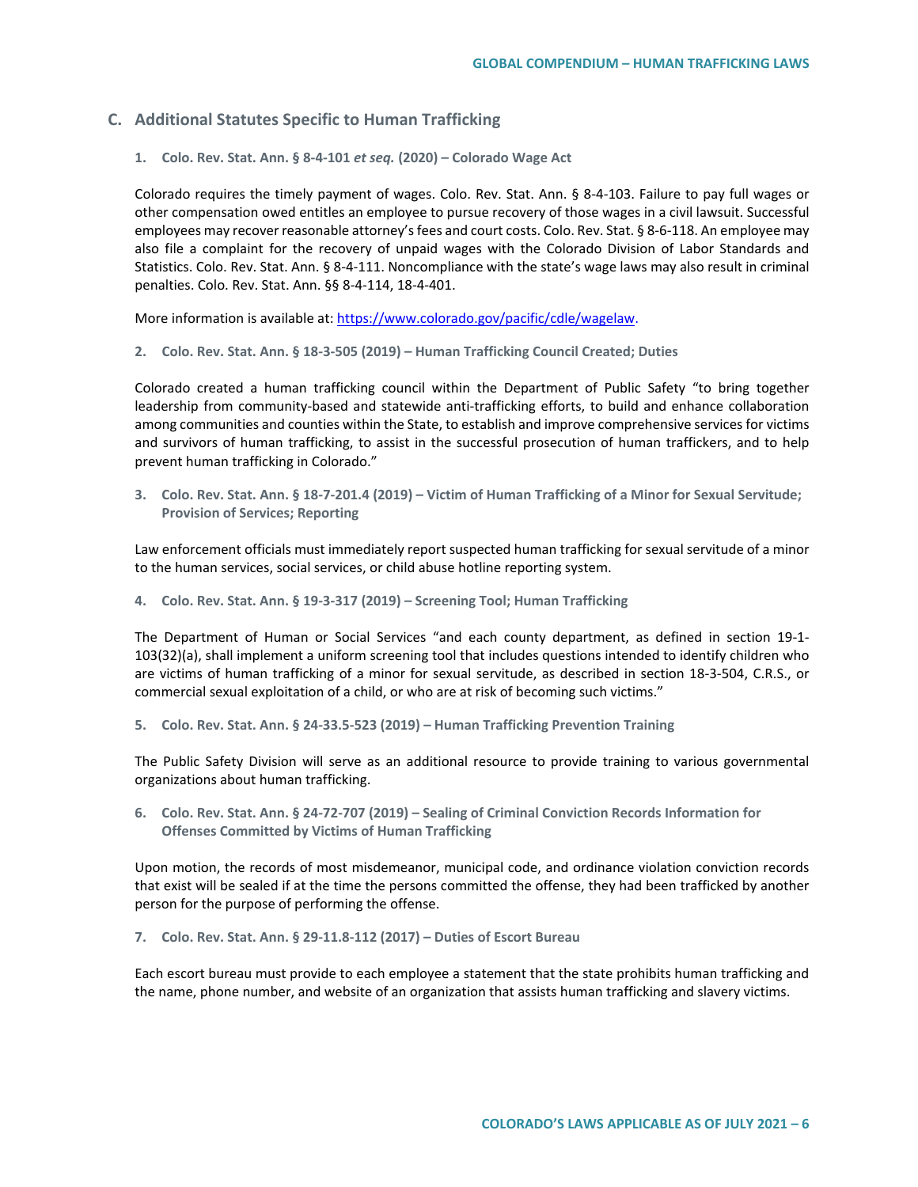## C. Additional Statutes Specific to Human Trafficking

### 1. Colo. Rev. Stat. Ann. § 8-4-101 *et seq.* (2020) – Colorado Wage Act

Colorado requires the timely payment of wages. Colo. Rev. Stat. Ann. § 8-4-103. Failure to pay full wages or other compensation owed entitles an employee to pursue recovery of those wages in a civil lawsuit. Successful employees may recover reasonable attorney's fees and court costs. Colo. Rev. Stat. § 8-6-118. An employee may also file a complaint for the recovery of unpaid wages with the Colorado Division of Labor Standards and Statistics. Colo. Rev. Stat. Ann. § 8-4-111. Noncompliance with the state's wage laws may also result in criminal penalties. Colo. Rev. Stat. Ann. §§ 8-4-114, 18-4-401.

More information is available at: https://www.colorado.gov/pacific/cdle/wagelaw.

### 2. Colo. Rev. Stat. Ann. § 18-3-505 (2019) – Human Trafficking Council Created; Duties

Colorado created a human trafficking council within the Department of Public Safety "to bring together leadership from community-based and statewide anti-trafficking efforts, to build and enhance collaboration among communities and counties within the State, to establish and improve comprehensive services for victims and survivors of human trafficking, to assist in the successful prosecution of human traffickers, and to help prevent human trafficking in Colorado."

### 3. Colo. Rev. Stat. Ann. § 18-7-201.4 (2019) – Victim of Human Trafficking of a Minor for Sexual Servitude; Provision of Services; Reporting

Law enforcement officials must immediately report suspected human trafficking for sexual servitude of a minor to the human services, social services, or child abuse hotline reporting system.

### 4. Colo. Rev. Stat. Ann. § 19-3-317 (2019) – Screening Tool; Human Trafficking

The Department of Human or Social Services "and each county department, as defined in section 19-1-103(32)(a), shall implement a uniform screening tool that includes questions intended to identify children who are victims of human trafficking of a minor for sexual servitude, as described in section 18-3-504, C.R.S., or commercial sexual exploitation of a child, or who are at risk of becoming such victims."

### 5. Colo. Rev. Stat. Ann. § 24-33.5-523 (2019) – Human Trafficking Prevention Training

The Public Safety Division will serve as an additional resource to provide training to various governmental organizations about human trafficking.

### 6. Colo. Rev. Stat. Ann. § 24-72-707 (2019) – Sealing of Criminal Conviction Records Information for Offenses Committed by Victims of Human Trafficking

Upon motion, the records of most misdemeanor, municipal code, and ordinance violation conviction records that exist will be sealed if at the time the persons committed the offense, they had been trafficked by another person for the purpose of performing the offense.

### 7. Colo. Rev. Stat. Ann. § 29-11.8-112 (2017) – Duties of Escort Bureau

Each escort bureau must provide to each employee a statement that the state prohibits human trafficking and the name, phone number, and website of an organization that assists human trafficking and slavery victims.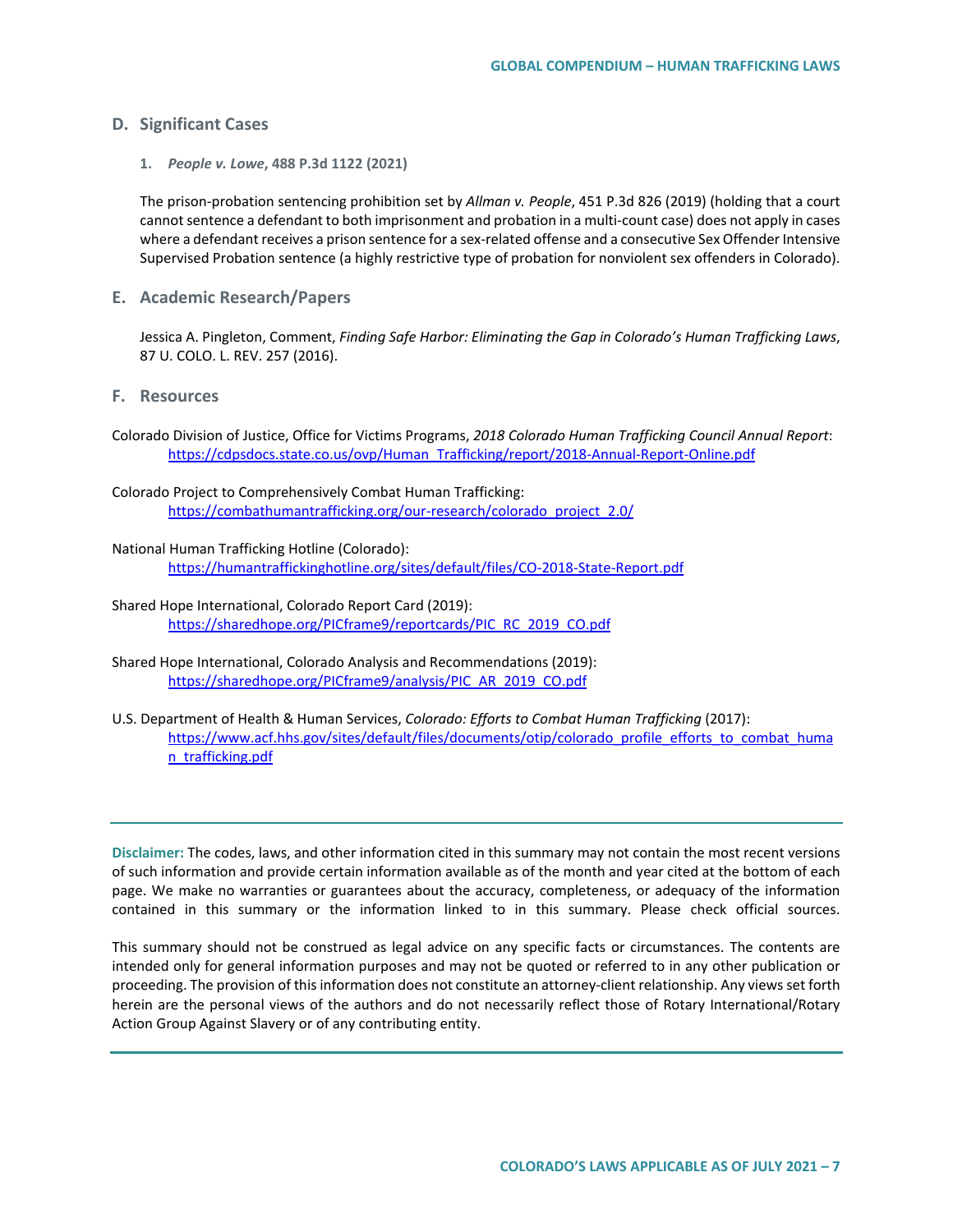## D. Significant Cases

### 1. *People v. Lowe*, 488 P.3d 1122 (2021)

The prison-probation sentencing prohibition set by *Allman v. People*, 451 P.3d 826 (2019) (holding that a court cannot sentence a defendant to both imprisonment and probation in a multi-count case) does not apply in cases where a defendant receives a prison sentence for a sex-related offense and a consecutive Sex Offender Intensive Supervised Probation sentence (a highly restrictive type of probation for nonviolent sex offenders in Colorado).

## E. Academic Research/Papers

Jessica A. Pingleton, Comment, *Finding Safe Harbor: Eliminating the Gap in Colorado's Human Trafficking Laws*, 87 U. COLO. L. REV. 257 (2016).

## F. Resources

Colorado Division of Justice, Office for Victims Programs, *2018 Colorado Human Trafficking Council Annual Report*:
https://cdpsdocs.state.co.us/ovp/Human_Trafficking/report/2018-Annual-Report-Online.pdf

Colorado Project to Comprehensively Combat Human Trafficking:
https://combathumantrafficking.org/our-research/colorado_project_2.0/

National Human Trafficking Hotline (Colorado):
https://humantraffickinghotline.org/sites/default/files/CO-2018-State-Report.pdf

Shared Hope International, Colorado Report Card (2019):
https://sharedhope.org/PICframe9/reportcards/PIC_RC_2019_CO.pdf

Shared Hope International, Colorado Analysis and Recommendations (2019):
https://sharedhope.org/PICframe9/analysis/PIC_AR_2019_CO.pdf

U.S. Department of Health & Human Services, *Colorado: Efforts to Combat Human Trafficking* (2017):
https://www.acf.hhs.gov/sites/default/files/documents/otip/colorado_profile_efforts_to_combat_human_trafficking.pdf

---

**Disclaimer:** The codes, laws, and other information cited in this summary may not contain the most recent versions of such information and provide certain information available as of the month and year cited at the bottom of each page. We make no warranties or guarantees about the accuracy, completeness, or adequacy of the information contained in this summary or the information linked to in this summary. Please check official sources.

This summary should not be construed as legal advice on any specific facts or circumstances. The contents are intended only for general information purposes and may not be quoted or referred to in any other publication or proceeding. The provision of this information does not constitute an attorney-client relationship. Any views set forth herein are the personal views of the authors and do not necessarily reflect those of Rotary International/Rotary Action Group Against Slavery or of any contributing entity.

---